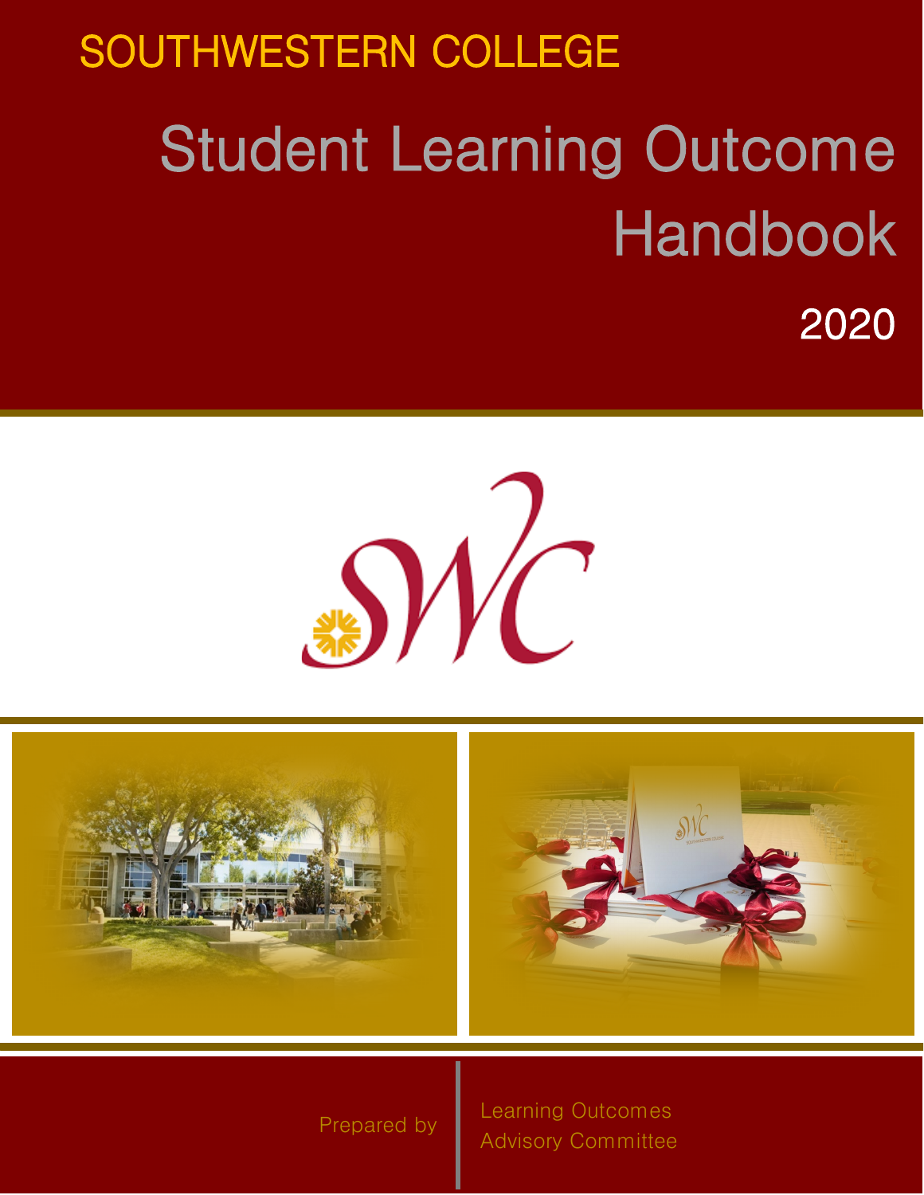SOUTHWESTERN COLLEGE

# Student Learning Outcome Handbook

2020

Prepared by

Learning Outcomes Advisory Committee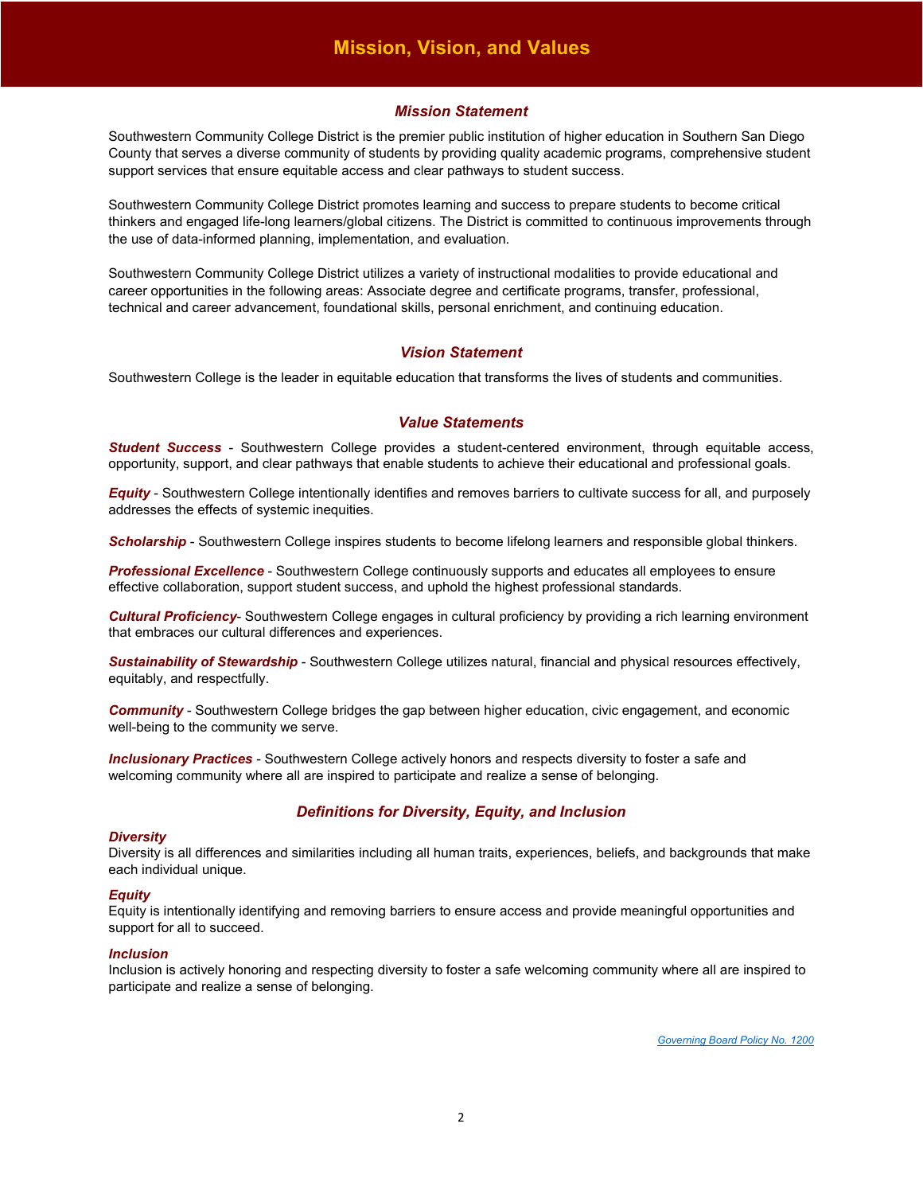# Mission, Vision, and Values

## *Mission Statement*

Southwestern Community College District is the premier public institution of higher education in Southern San Diego County that serves a diverse community of students by providing quality academic programs, comprehensive student support services that ensure equitable access and clear pathways to student success.

Southwestern Community College District promotes learning and success to prepare students to become critical thinkers and engaged life-long learners/global citizens. The District is committed to continuous improvements through the use of data-informed planning, implementation, and evaluation.

Southwestern Community College District utilizes a variety of instructional modalities to provide educational and career opportunities in the following areas: Associate degree and certificate programs, transfer, professional, technical and career advancement, foundational skills, personal enrichment, and continuing education.

## *Vision Statement*

Southwestern College is the leader in equitable education that transforms the lives of students and communities.

## *Value Statements*

***Student Success*** - Southwestern College provides a student-centered environment, through equitable access, opportunity, support, and clear pathways that enable students to achieve their educational and professional goals.

***Equity*** - Southwestern College intentionally identifies and removes barriers to cultivate success for all, and purposely addresses the effects of systemic inequities.

***Scholarship*** - Southwestern College inspires students to become lifelong learners and responsible global thinkers.

***Professional Excellence*** - Southwestern College continuously supports and educates all employees to ensure effective collaboration, support student success, and uphold the highest professional standards.

***Cultural Proficiency***- Southwestern College engages in cultural proficiency by providing a rich learning environment that embraces our cultural differences and experiences.

***Sustainability of Stewardship*** - Southwestern College utilizes natural, financial and physical resources effectively, equitably, and respectfully.

***Community*** - Southwestern College bridges the gap between higher education, civic engagement, and economic well-being to the community we serve.

***Inclusionary Practices*** - Southwestern College actively honors and respects diversity to foster a safe and welcoming community where all are inspired to participate and realize a sense of belonging.

## *Definitions for Diversity, Equity, and Inclusion*

### *Diversity*

Diversity is all differences and similarities including all human traits, experiences, beliefs, and backgrounds that make each individual unique.

### *Equity*

Equity is intentionally identifying and removing barriers to ensure access and provide meaningful opportunities and support for all to succeed.

### *Inclusion*

Inclusion is actively honoring and respecting diversity to foster a safe welcoming community where all are inspired to participate and realize a sense of belonging.

*Governing Board Policy No. 1200*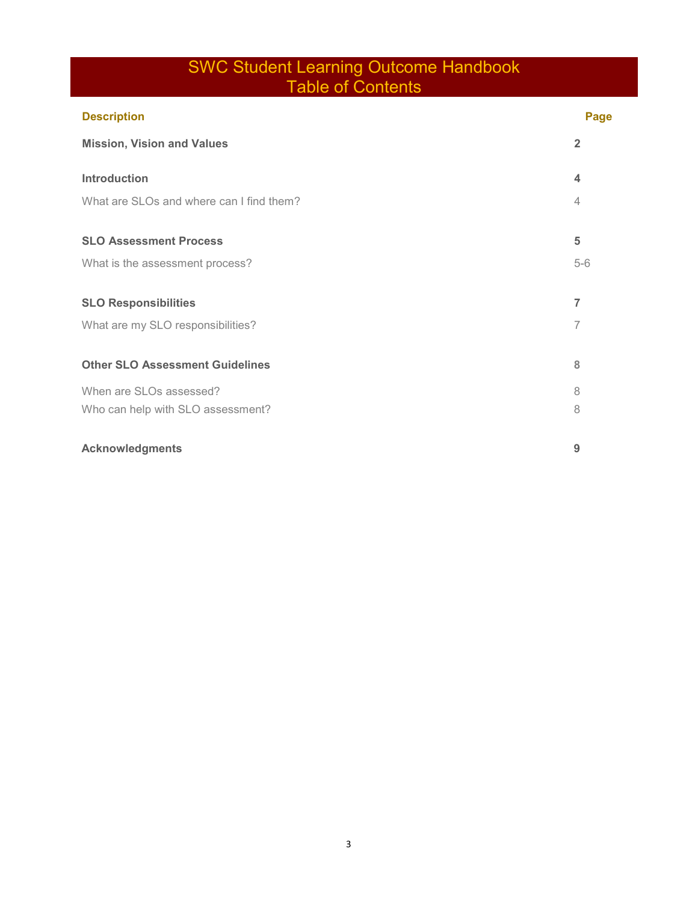# SWC Student Learning Outcome Handbook
# Table of Contents

| Description | Page |
| --- | --- |
| **Mission, Vision and Values** | **2** |
| **Introduction** | **4** |
| What are SLOs and where can I find them? | 4 |
| **SLO Assessment Process** | **5** |
| What is the assessment process? | 5-6 |
| **SLO Responsibilities** | **7** |
| What are my SLO responsibilities? | 7 |
| **Other SLO Assessment Guidelines** | **8** |
| When are SLOs assessed? | 8 |
| Who can help with SLO assessment? | 8 |
| **Acknowledgments** | **9** |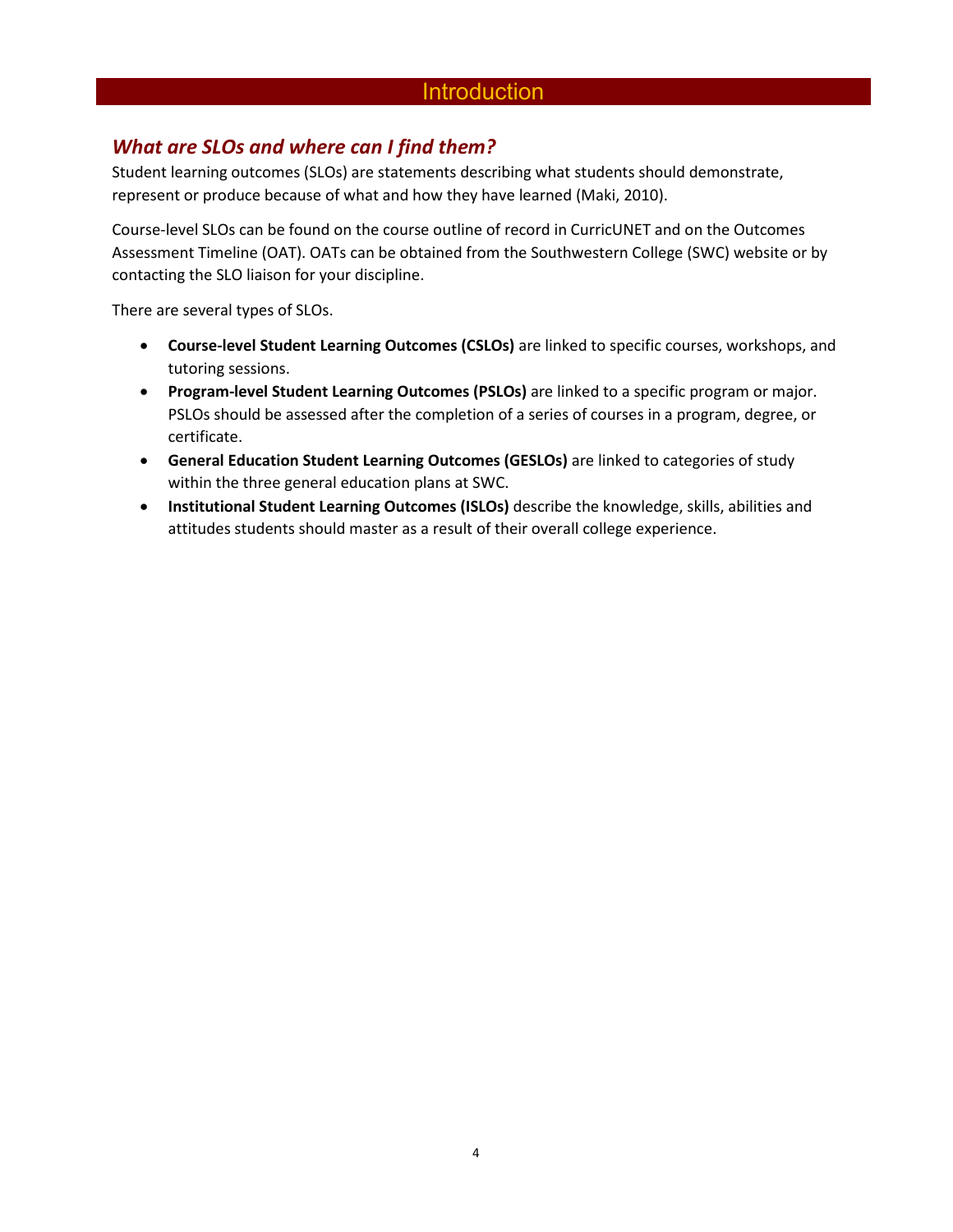# Introduction

## *What are SLOs and where can I find them?*

Student learning outcomes (SLOs) are statements describing what students should demonstrate, represent or produce because of what and how they have learned (Maki, 2010).

Course-level SLOs can be found on the course outline of record in CurricUNET and on the Outcomes Assessment Timeline (OAT). OATs can be obtained from the Southwestern College (SWC) website or by contacting the SLO liaison for your discipline.

There are several types of SLOs.

- **Course-level Student Learning Outcomes (CSLOs)** are linked to specific courses, workshops, and tutoring sessions.
- **Program-level Student Learning Outcomes (PSLOs)** are linked to a specific program or major. PSLOs should be assessed after the completion of a series of courses in a program, degree, or certificate.
- **General Education Student Learning Outcomes (GESLOs)** are linked to categories of study within the three general education plans at SWC.
- **Institutional Student Learning Outcomes (ISLOs)** describe the knowledge, skills, abilities and attitudes students should master as a result of their overall college experience.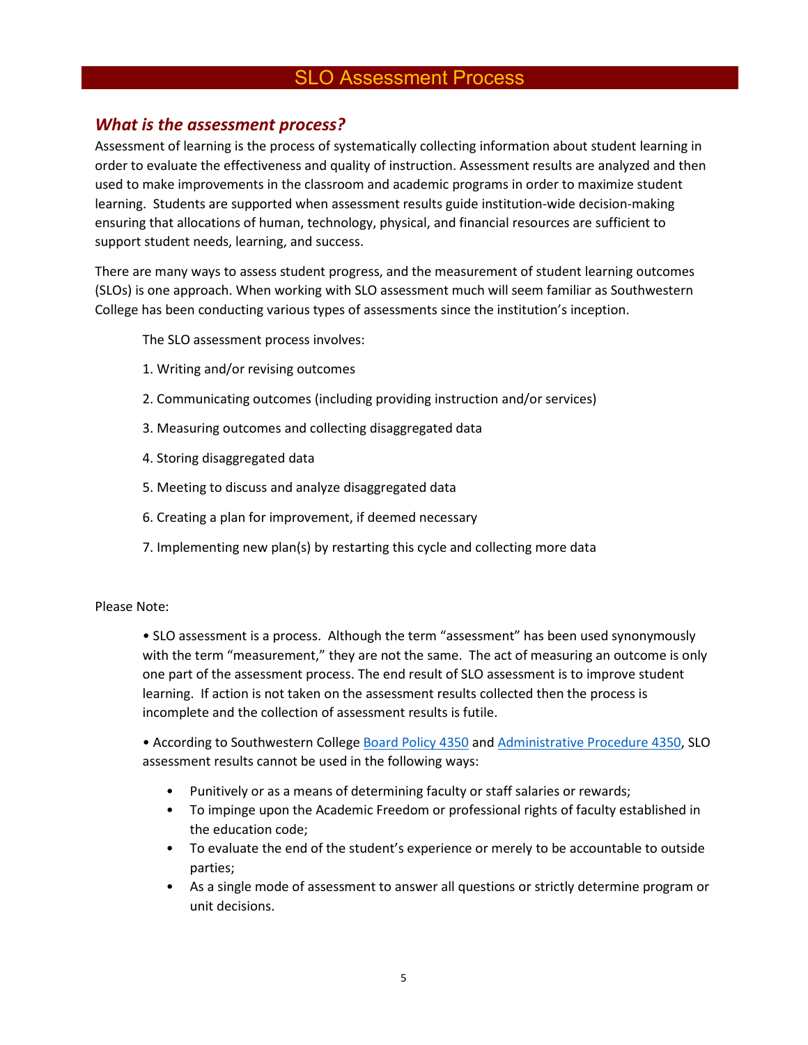# SLO Assessment Process

## *What is the assessment process?*

Assessment of learning is the process of systematically collecting information about student learning in order to evaluate the effectiveness and quality of instruction. Assessment results are analyzed and then used to make improvements in the classroom and academic programs in order to maximize student learning. Students are supported when assessment results guide institution-wide decision-making ensuring that allocations of human, technology, physical, and financial resources are sufficient to support student needs, learning, and success.

There are many ways to assess student progress, and the measurement of student learning outcomes (SLOs) is one approach. When working with SLO assessment much will seem familiar as Southwestern College has been conducting various types of assessments since the institution's inception.

The SLO assessment process involves:

1. Writing and/or revising outcomes
2. Communicating outcomes (including providing instruction and/or services)
3. Measuring outcomes and collecting disaggregated data
4. Storing disaggregated data
5. Meeting to discuss and analyze disaggregated data
6. Creating a plan for improvement, if deemed necessary
7. Implementing new plan(s) by restarting this cycle and collecting more data

Please Note:

• SLO assessment is a process. Although the term "assessment" has been used synonymously with the term "measurement," they are not the same. The act of measuring an outcome is only one part of the assessment process. The end result of SLO assessment is to improve student learning. If action is not taken on the assessment results collected then the process is incomplete and the collection of assessment results is futile.

• According to Southwestern College Board Policy 4350 and Administrative Procedure 4350, SLO assessment results cannot be used in the following ways:

- Punitively or as a means of determining faculty or staff salaries or rewards;
- To impinge upon the Academic Freedom or professional rights of faculty established in the education code;
- To evaluate the end of the student's experience or merely to be accountable to outside parties;
- As a single mode of assessment to answer all questions or strictly determine program or unit decisions.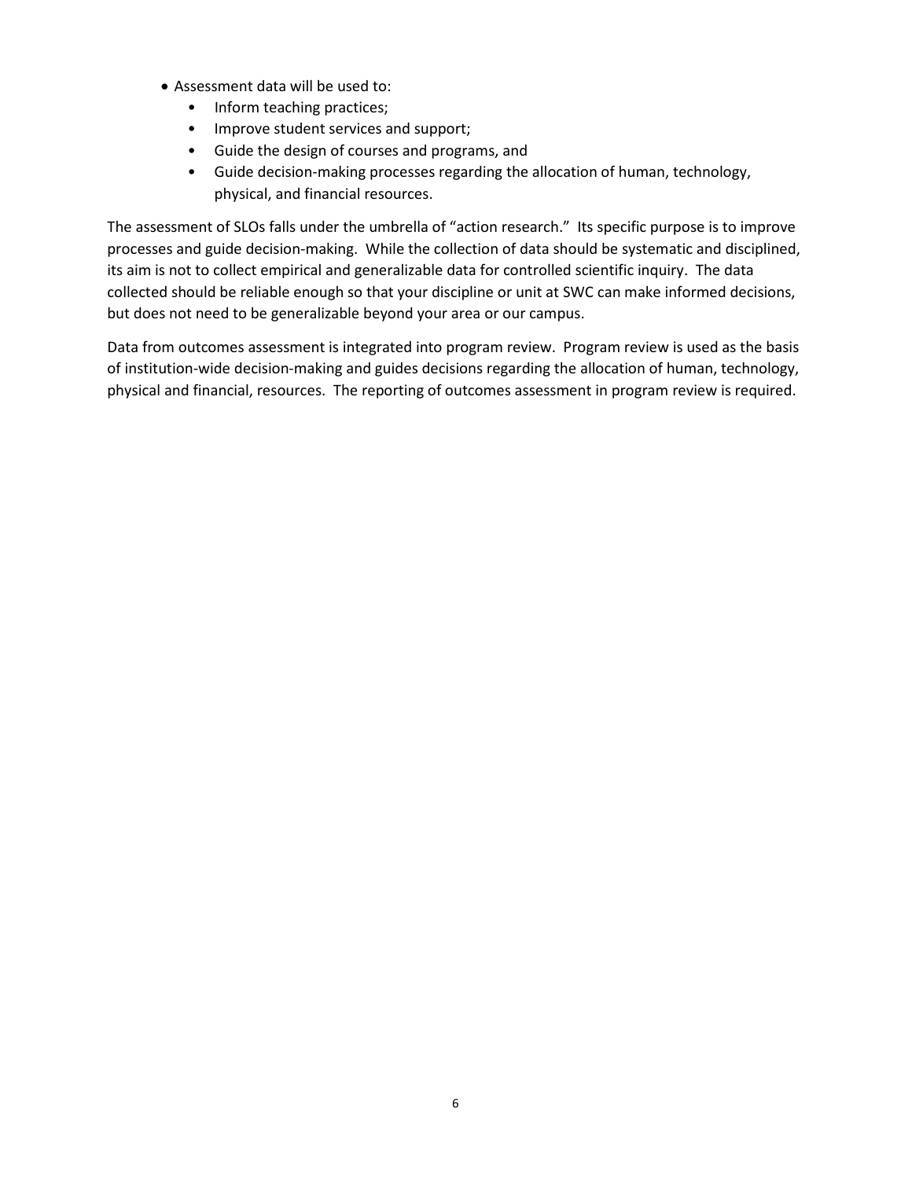- Assessment data will be used to:
  - Inform teaching practices;
  - Improve student services and support;
  - Guide the design of courses and programs, and
  - Guide decision-making processes regarding the allocation of human, technology, physical, and financial resources.

The assessment of SLOs falls under the umbrella of "action research." Its specific purpose is to improve processes and guide decision-making. While the collection of data should be systematic and disciplined, its aim is not to collect empirical and generalizable data for controlled scientific inquiry. The data collected should be reliable enough so that your discipline or unit at SWC can make informed decisions, but does not need to be generalizable beyond your area or our campus.

Data from outcomes assessment is integrated into program review. Program review is used as the basis of institution-wide decision-making and guides decisions regarding the allocation of human, technology, physical and financial, resources. The reporting of outcomes assessment in program review is required.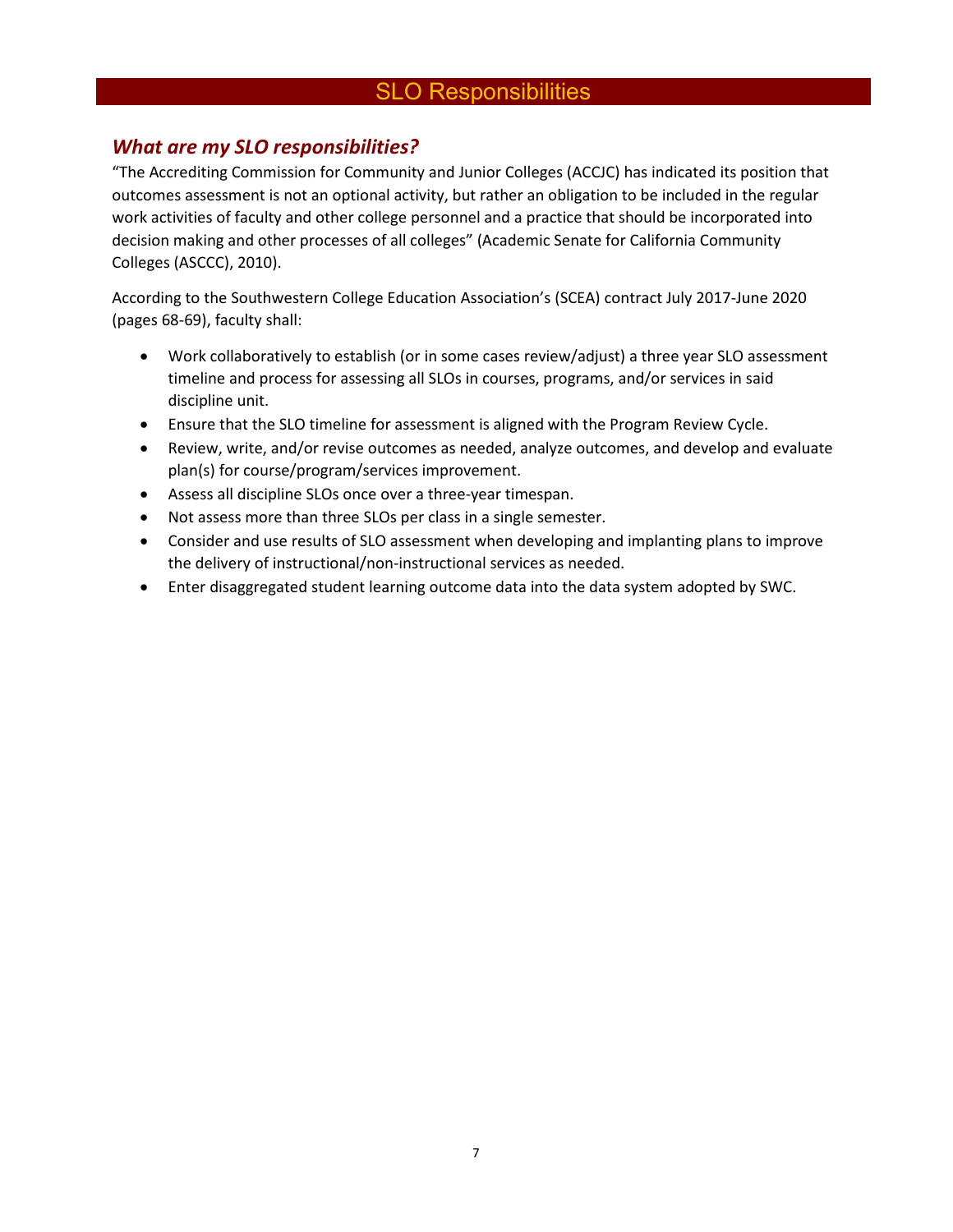# SLO Responsibilities

## *What are my SLO responsibilities?*

"The Accrediting Commission for Community and Junior Colleges (ACCJC) has indicated its position that outcomes assessment is not an optional activity, but rather an obligation to be included in the regular work activities of faculty and other college personnel and a practice that should be incorporated into decision making and other processes of all colleges" (Academic Senate for California Community Colleges (ASCCC), 2010).

According to the Southwestern College Education Association's (SCEA) contract July 2017-June 2020 (pages 68-69), faculty shall:

- Work collaboratively to establish (or in some cases review/adjust) a three year SLO assessment timeline and process for assessing all SLOs in courses, programs, and/or services in said discipline unit.
- Ensure that the SLO timeline for assessment is aligned with the Program Review Cycle.
- Review, write, and/or revise outcomes as needed, analyze outcomes, and develop and evaluate plan(s) for course/program/services improvement.
- Assess all discipline SLOs once over a three-year timespan.
- Not assess more than three SLOs per class in a single semester.
- Consider and use results of SLO assessment when developing and implanting plans to improve the delivery of instructional/non-instructional services as needed.
- Enter disaggregated student learning outcome data into the data system adopted by SWC.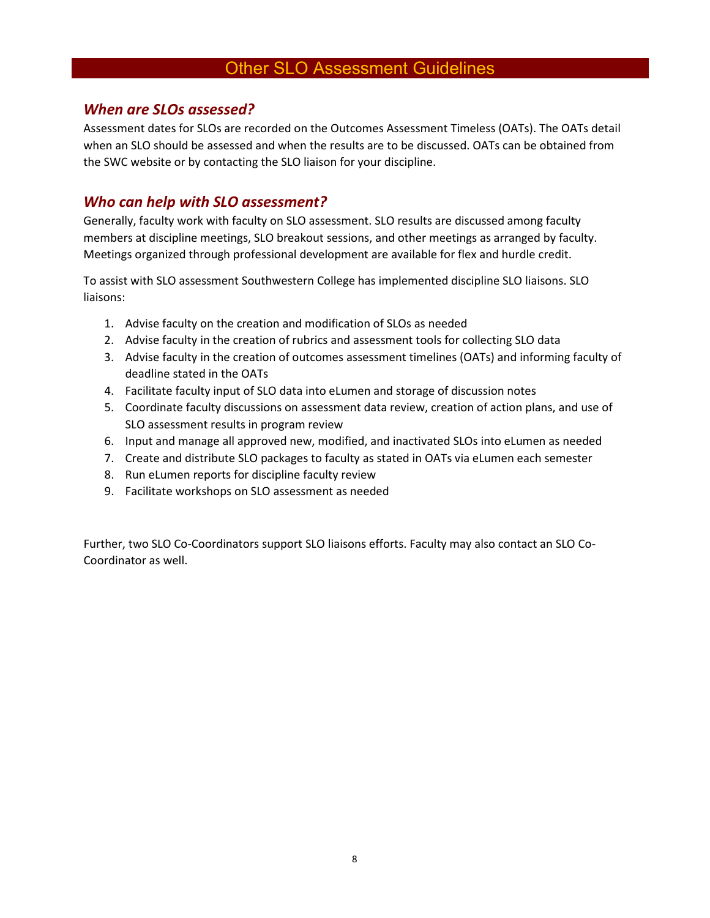# Other SLO Assessment Guidelines

## *When are SLOs assessed?*

Assessment dates for SLOs are recorded on the Outcomes Assessment Timeless (OATs). The OATs detail when an SLO should be assessed and when the results are to be discussed. OATs can be obtained from the SWC website or by contacting the SLO liaison for your discipline.

## *Who can help with SLO assessment?*

Generally, faculty work with faculty on SLO assessment. SLO results are discussed among faculty members at discipline meetings, SLO breakout sessions, and other meetings as arranged by faculty. Meetings organized through professional development are available for flex and hurdle credit.

To assist with SLO assessment Southwestern College has implemented discipline SLO liaisons. SLO liaisons:

1. Advise faculty on the creation and modification of SLOs as needed
2. Advise faculty in the creation of rubrics and assessment tools for collecting SLO data
3. Advise faculty in the creation of outcomes assessment timelines (OATs) and informing faculty of deadline stated in the OATs
4. Facilitate faculty input of SLO data into eLumen and storage of discussion notes
5. Coordinate faculty discussions on assessment data review, creation of action plans, and use of SLO assessment results in program review
6. Input and manage all approved new, modified, and inactivated SLOs into eLumen as needed
7. Create and distribute SLO packages to faculty as stated in OATs via eLumen each semester
8. Run eLumen reports for discipline faculty review
9. Facilitate workshops on SLO assessment as needed

Further, two SLO Co-Coordinators support SLO liaisons efforts. Faculty may also contact an SLO Co-Coordinator as well.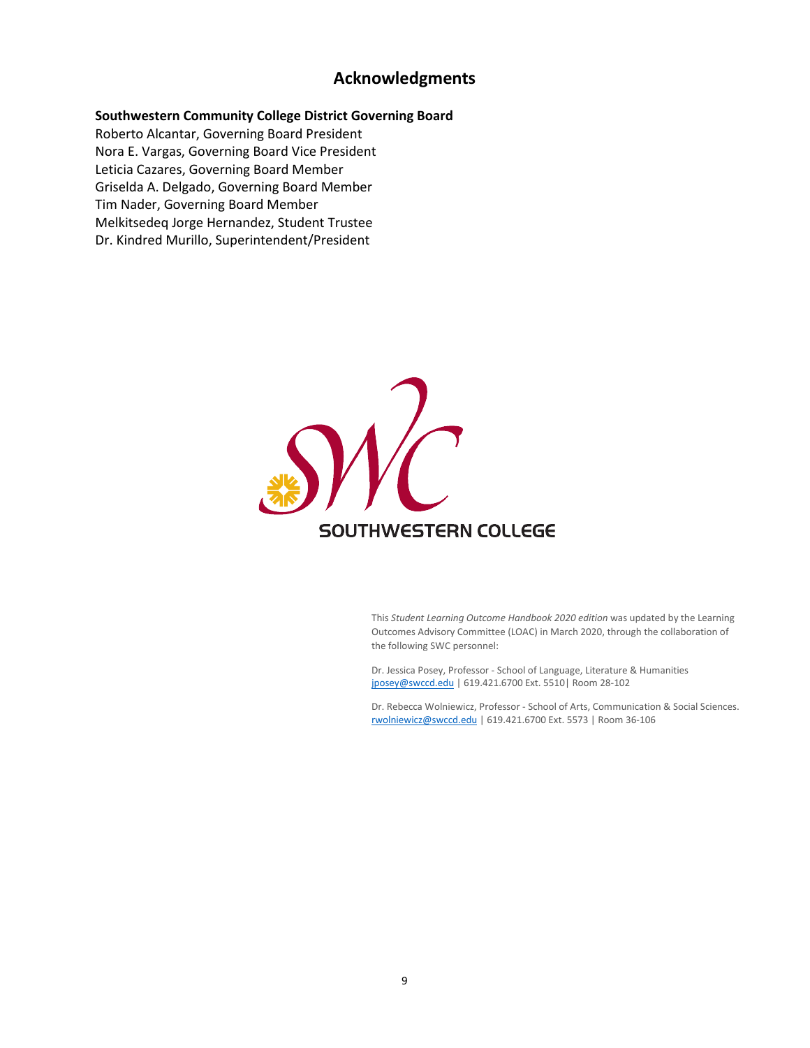# Acknowledgments

**Southwestern Community College District Governing Board**

Roberto Alcantar, Governing Board President
Nora E. Vargas, Governing Board Vice President
Leticia Cazares, Governing Board Member
Griselda A. Delgado, Governing Board Member
Tim Nader, Governing Board Member
Melkitsedeq Jorge Hernandez, Student Trustee
Dr. Kindred Murillo, Superintendent/President

SOUTHWESTERN COLLEGE

This *Student Learning Outcome Handbook 2020 edition* was updated by the Learning Outcomes Advisory Committee (LOAC) in March 2020, through the collaboration of the following SWC personnel:

Dr. Jessica Posey, Professor - School of Language, Literature & Humanities
jposey@swccd.edu | 619.421.6700 Ext. 5510| Room 28-102

Dr. Rebecca Wolniewicz, Professor - School of Arts, Communication & Social Sciences.
rwolniewicz@swccd.edu | 619.421.6700 Ext. 5573 | Room 36-106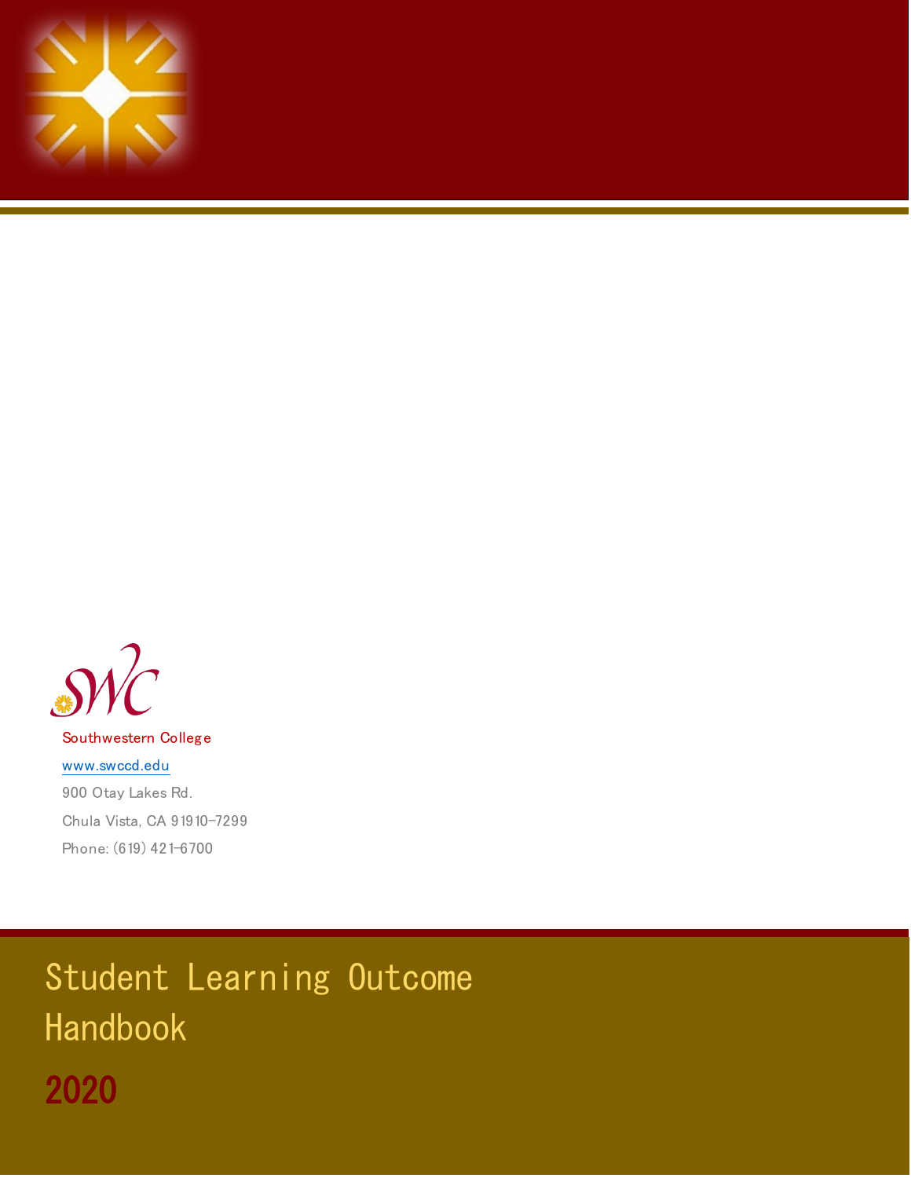Southwestern College

www.swccd.edu

900 Otay Lakes Rd.

Chula Vista, CA 91910-7299

Phone: (619) 421-6700

# Student Learning Outcome Handbook

## 2020